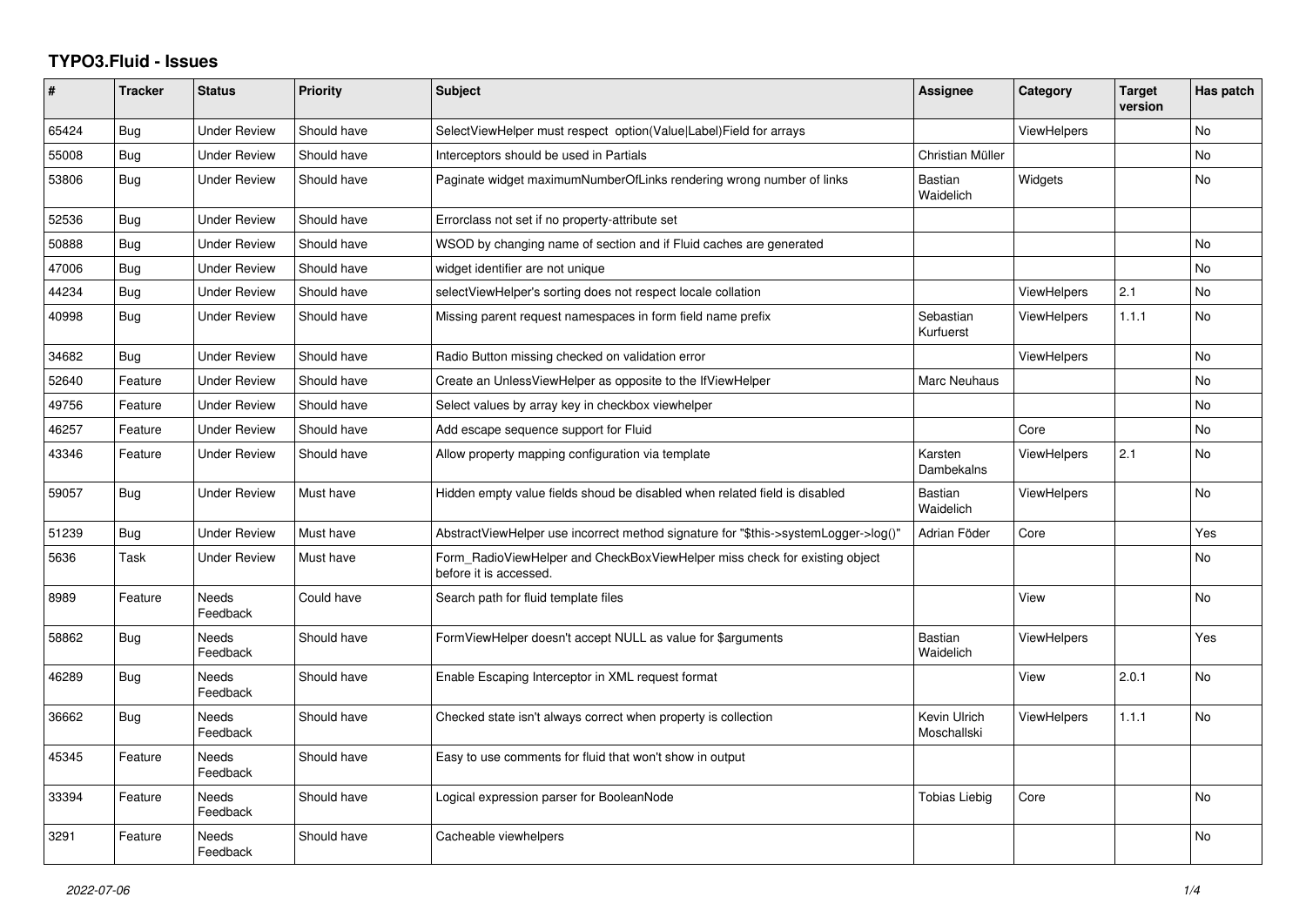# TYPO3.Fluid - Issues

| # | Tracker | Status | Priority | Subject | Assignee | Category | Target version | Has patch |
|---|---|---|---|---|---|---|---|---|
| 65424 | Bug | Under Review | Should have | SelectViewHelper must respect option(Value\|Label)Field for arrays | | ViewHelpers | | No |
| 55008 | Bug | Under Review | Should have | Interceptors should be used in Partials | Christian Müller | | | No |
| 53806 | Bug | Under Review | Should have | Paginate widget maximumNumberOfLinks rendering wrong number of links | Bastian Waidelich | Widgets | | No |
| 52536 | Bug | Under Review | Should have | Errorclass not set if no property-attribute set | | | | |
| 50888 | Bug | Under Review | Should have | WSOD by changing name of section and if Fluid caches are generated | | | | No |
| 47006 | Bug | Under Review | Should have | widget identifier are not unique | | | | No |
| 44234 | Bug | Under Review | Should have | selectViewHelper's sorting does not respect locale collation | | ViewHelpers | 2.1 | No |
| 40998 | Bug | Under Review | Should have | Missing parent request namespaces in form field name prefix | Sebastian Kurfuerst | ViewHelpers | 1.1.1 | No |
| 34682 | Bug | Under Review | Should have | Radio Button missing checked on validation error | | ViewHelpers | | No |
| 52640 | Feature | Under Review | Should have | Create an UnlessViewHelper as opposite to the IfViewHelper | Marc Neuhaus | | | No |
| 49756 | Feature | Under Review | Should have | Select values by array key in checkbox viewhelper | | | | No |
| 46257 | Feature | Under Review | Should have | Add escape sequence support for Fluid | | Core | | No |
| 43346 | Feature | Under Review | Should have | Allow property mapping configuration via template | Karsten Dambekalns | ViewHelpers | 2.1 | No |
| 59057 | Bug | Under Review | Must have | Hidden empty value fields shoud be disabled when related field is disabled | Bastian Waidelich | ViewHelpers | | No |
| 51239 | Bug | Under Review | Must have | AbstractViewHelper use incorrect method signature for "$this->systemLogger->log()" | Adrian Föder | Core | | Yes |
| 5636 | Task | Under Review | Must have | Form_RadioViewHelper and CheckBoxViewHelper miss check for existing object before it is accessed. | | | | No |
| 8989 | Feature | Needs Feedback | Could have | Search path for fluid template files | | View | | No |
| 58862 | Bug | Needs Feedback | Should have | FormViewHelper doesn't accept NULL as value for $arguments | Bastian Waidelich | ViewHelpers | | Yes |
| 46289 | Bug | Needs Feedback | Should have | Enable Escaping Interceptor in XML request format | | View | 2.0.1 | No |
| 36662 | Bug | Needs Feedback | Should have | Checked state isn't always correct when property is collection | Kevin Ulrich Moschallski | ViewHelpers | 1.1.1 | No |
| 45345 | Feature | Needs Feedback | Should have | Easy to use comments for fluid that won't show in output | | | | |
| 33394 | Feature | Needs Feedback | Should have | Logical expression parser for BooleanNode | Tobias Liebig | Core | | No |
| 3291 | Feature | Needs Feedback | Should have | Cacheable viewhelpers | | | | No |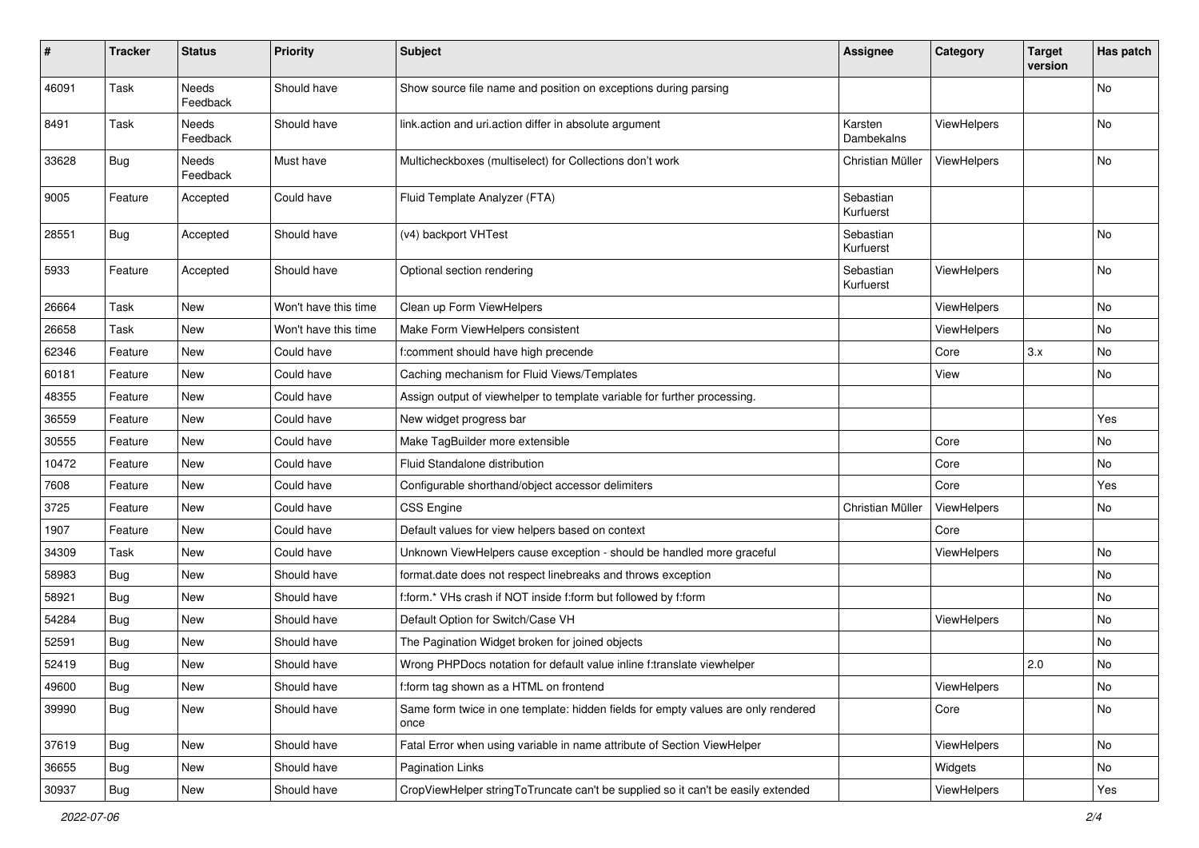| # | Tracker | Status | Priority | Subject | Assignee | Category | Target version | Has patch |
|---|---|---|---|---|---|---|---|---|
| 46091 | Task | Needs Feedback | Should have | Show source file name and position on exceptions during parsing | | | | No |
| 8491 | Task | Needs Feedback | Should have | link.action and uri.action differ in absolute argument | Karsten Dambekalns | ViewHelpers | | No |
| 33628 | Bug | Needs Feedback | Must have | Multicheckboxes (multiselect) for Collections don't work | Christian Müller | ViewHelpers | | No |
| 9005 | Feature | Accepted | Could have | Fluid Template Analyzer (FTA) | Sebastian Kurfuerst | | | |
| 28551 | Bug | Accepted | Should have | (v4) backport VHTest | Sebastian Kurfuerst | | | No |
| 5933 | Feature | Accepted | Should have | Optional section rendering | Sebastian Kurfuerst | ViewHelpers | | No |
| 26664 | Task | New | Won't have this time | Clean up Form ViewHelpers | | ViewHelpers | | No |
| 26658 | Task | New | Won't have this time | Make Form ViewHelpers consistent | | ViewHelpers | | No |
| 62346 | Feature | New | Could have | f:comment should have high precende | | Core | 3.x | No |
| 60181 | Feature | New | Could have | Caching mechanism for Fluid Views/Templates | | View | | No |
| 48355 | Feature | New | Could have | Assign output of viewhelper to template variable for further processing. | | | | |
| 36559 | Feature | New | Could have | New widget progress bar | | | | Yes |
| 30555 | Feature | New | Could have | Make TagBuilder more extensible | | Core | | No |
| 10472 | Feature | New | Could have | Fluid Standalone distribution | | Core | | No |
| 7608 | Feature | New | Could have | Configurable shorthand/object accessor delimiters | | Core | | Yes |
| 3725 | Feature | New | Could have | CSS Engine | Christian Müller | ViewHelpers | | No |
| 1907 | Feature | New | Could have | Default values for view helpers based on context | | Core | | |
| 34309 | Task | New | Could have | Unknown ViewHelpers cause exception - should be handled more graceful | | ViewHelpers | | No |
| 58983 | Bug | New | Should have | format.date does not respect linebreaks and throws exception | | | | No |
| 58921 | Bug | New | Should have | f:form.* VHs crash if NOT inside f:form but followed by f:form | | | | No |
| 54284 | Bug | New | Should have | Default Option for Switch/Case VH | | ViewHelpers | | No |
| 52591 | Bug | New | Should have | The Pagination Widget broken for joined objects | | | | No |
| 52419 | Bug | New | Should have | Wrong PHPDocs notation for default value inline f:translate viewhelper | | | 2.0 | No |
| 49600 | Bug | New | Should have | f:form tag shown as a HTML on frontend | | ViewHelpers | | No |
| 39990 | Bug | New | Should have | Same form twice in one template: hidden fields for empty values are only rendered once | | Core | | No |
| 37619 | Bug | New | Should have | Fatal Error when using variable in name attribute of Section ViewHelper | | ViewHelpers | | No |
| 36655 | Bug | New | Should have | Pagination Links | | Widgets | | No |
| 30937 | Bug | New | Should have | CropViewHelper stringToTruncate can't be supplied so it can't be easily extended | | ViewHelpers | | Yes |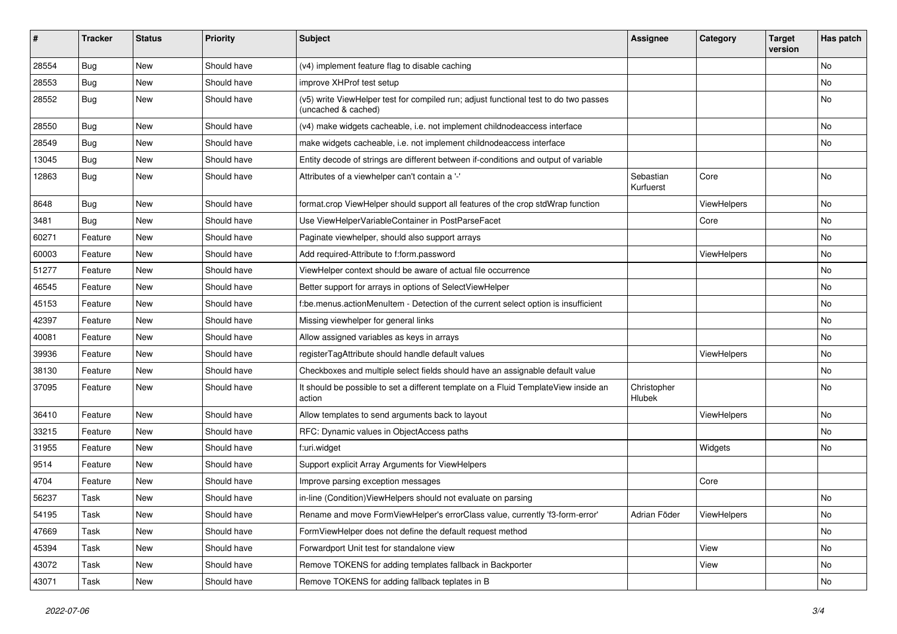| # | Tracker | Status | Priority | Subject | Assignee | Category | Target version | Has patch |
|---|---|---|---|---|---|---|---|---|
| 28554 | Bug | New | Should have | (v4) implement feature flag to disable caching | | | | No |
| 28553 | Bug | New | Should have | improve XHProf test setup | | | | No |
| 28552 | Bug | New | Should have | (v5) write ViewHelper test for compiled run; adjust functional test to do two passes (uncached & cached) | | | | No |
| 28550 | Bug | New | Should have | (v4) make widgets cacheable, i.e. not implement childnodeaccess interface | | | | No |
| 28549 | Bug | New | Should have | make widgets cacheable, i.e. not implement childnodeaccess interface | | | | No |
| 13045 | Bug | New | Should have | Entity decode of strings are different between if-conditions and output of variable | | | | |
| 12863 | Bug | New | Should have | Attributes of a viewhelper can't contain a '-' | Sebastian Kurfuerst | Core | | No |
| 8648 | Bug | New | Should have | format.crop ViewHelper should support all features of the crop stdWrap function | | ViewHelpers | | No |
| 3481 | Bug | New | Should have | Use ViewHelperVariableContainer in PostParseFacet | | Core | | No |
| 60271 | Feature | New | Should have | Paginate viewhelper, should also support arrays | | | | No |
| 60003 | Feature | New | Should have | Add required-Attribute to f:form.password | | ViewHelpers | | No |
| 51277 | Feature | New | Should have | ViewHelper context should be aware of actual file occurrence | | | | No |
| 46545 | Feature | New | Should have | Better support for arrays in options of SelectViewHelper | | | | No |
| 45153 | Feature | New | Should have | f:be.menus.actionMenuItem - Detection of the current select option is insufficient | | | | No |
| 42397 | Feature | New | Should have | Missing viewhelper for general links | | | | No |
| 40081 | Feature | New | Should have | Allow assigned variables as keys in arrays | | | | No |
| 39936 | Feature | New | Should have | registerTagAttribute should handle default values | | ViewHelpers | | No |
| 38130 | Feature | New | Should have | Checkboxes and multiple select fields should have an assignable default value | | | | No |
| 37095 | Feature | New | Should have | It should be possible to set a different template on a Fluid TemplateView inside an action | Christopher Hlubek | | | No |
| 36410 | Feature | New | Should have | Allow templates to send arguments back to layout | | ViewHelpers | | No |
| 33215 | Feature | New | Should have | RFC: Dynamic values in ObjectAccess paths | | | | No |
| 31955 | Feature | New | Should have | f:uri.widget | | Widgets | | No |
| 9514 | Feature | New | Should have | Support explicit Array Arguments for ViewHelpers | | | | |
| 4704 | Feature | New | Should have | Improve parsing exception messages | | Core | | |
| 56237 | Task | New | Should have | in-line (Condition)ViewHelpers should not evaluate on parsing | | | | No |
| 54195 | Task | New | Should have | Rename and move FormViewHelper's errorClass value, currently 'f3-form-error' | Adrian Föder | ViewHelpers | | No |
| 47669 | Task | New | Should have | FormViewHelper does not define the default request method | | | | No |
| 45394 | Task | New | Should have | Forwardport Unit test for standalone view | | View | | No |
| 43072 | Task | New | Should have | Remove TOKENS for adding templates fallback in Backporter | | View | | No |
| 43071 | Task | New | Should have | Remove TOKENS for adding fallback teplates in B | | | | No |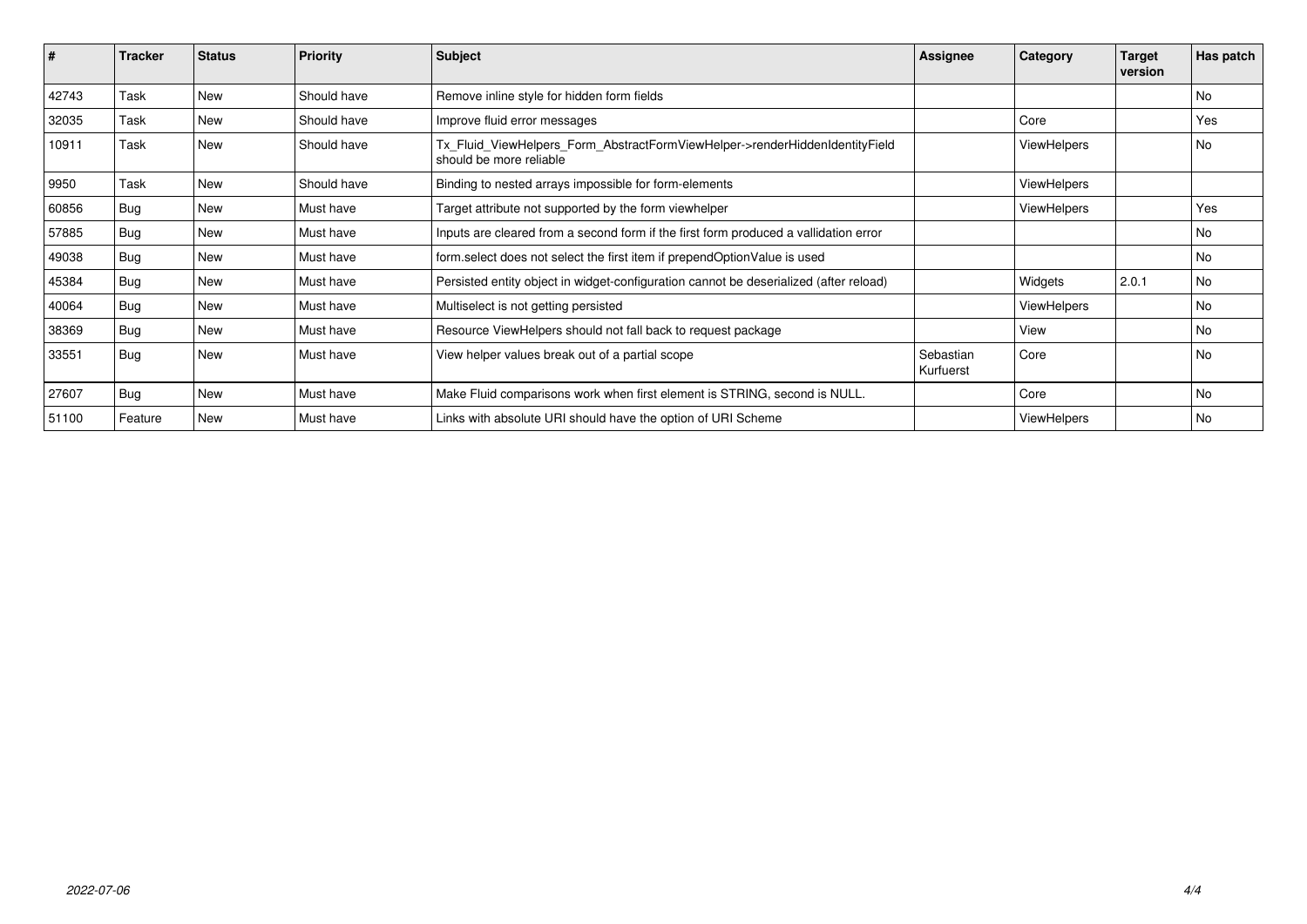| # | Tracker | Status | Priority | Subject | Assignee | Category | Target version | Has patch |
|---|---|---|---|---|---|---|---|---|
| 42743 | Task | New | Should have | Remove inline style for hidden form fields | | | | No |
| 32035 | Task | New | Should have | Improve fluid error messages | | Core | | Yes |
| 10911 | Task | New | Should have | Tx_Fluid_ViewHelpers_Form_AbstractFormViewHelper->renderHiddenIdentityField should be more reliable | | ViewHelpers | | No |
| 9950 | Task | New | Should have | Binding to nested arrays impossible for form-elements | | ViewHelpers | | |
| 60856 | Bug | New | Must have | Target attribute not supported by the form viewhelper | | ViewHelpers | | Yes |
| 57885 | Bug | New | Must have | Inputs are cleared from a second form if the first form produced a vallidation error | | | | No |
| 49038 | Bug | New | Must have | form.select does not select the first item if prependOptionValue is used | | | | No |
| 45384 | Bug | New | Must have | Persisted entity object in widget-configuration cannot be deserialized (after reload) | | Widgets | 2.0.1 | No |
| 40064 | Bug | New | Must have | Multiselect is not getting persisted | | ViewHelpers | | No |
| 38369 | Bug | New | Must have | Resource ViewHelpers should not fall back to request package | | View | | No |
| 33551 | Bug | New | Must have | View helper values break out of a partial scope | Sebastian Kurfuerst | Core | | No |
| 27607 | Bug | New | Must have | Make Fluid comparisons work when first element is STRING, second is NULL. | | Core | | No |
| 51100 | Feature | New | Must have | Links with absolute URI should have the option of URI Scheme | | ViewHelpers | | No |

*2022-07-06*